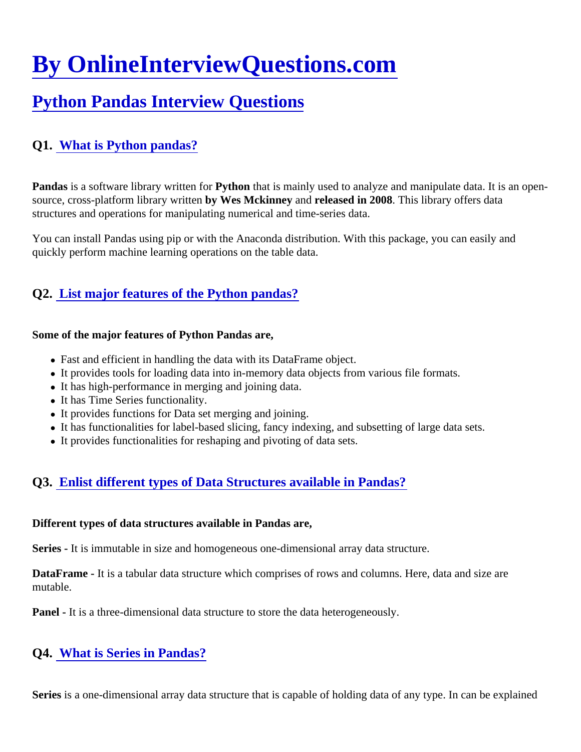# By OnlineInterviewQuestions.com

## Python Pandas Interview Questions

### Q1. What is Python pandas?

**Pandas** is a software library written for **Python** that is mainly used to analyze and manipulate data. It is an open-source, cross-platform library written **by Wes Mckinney** and **released in 2008**. This library offers data structures and operations for manipulating numerical and time-series data.

You can install Pandas using pip or with the Anaconda distribution. With this package, you can easily and quickly perform machine learning operations on the table data.

### Q2. List major features of the Python pandas?

**Some of the major features of Python Pandas are,**

- Fast and efficient in handling the data with its DataFrame object.
- It provides tools for loading data into in-memory data objects from various file formats.
- It has high-performance in merging and joining data.
- It has Time Series functionality.
- It provides functions for Data set merging and joining.
- It has functionalities for label-based slicing, fancy indexing, and subsetting of large data sets.
- It provides functionalities for reshaping and pivoting of data sets.

### Q3. Enlist different types of Data Structures available in Pandas?

**Different types of data structures available in Pandas are,**

**Series -** It is immutable in size and homogeneous one-dimensional array data structure.

**DataFrame -** It is a tabular data structure which comprises of rows and columns. Here, data and size are mutable.

**Panel -** It is a three-dimensional data structure to store the data heterogeneously.

### Q4. What is Series in Pandas?

**Series** is a one-dimensional array data structure that is capable of holding data of any type. In can be explained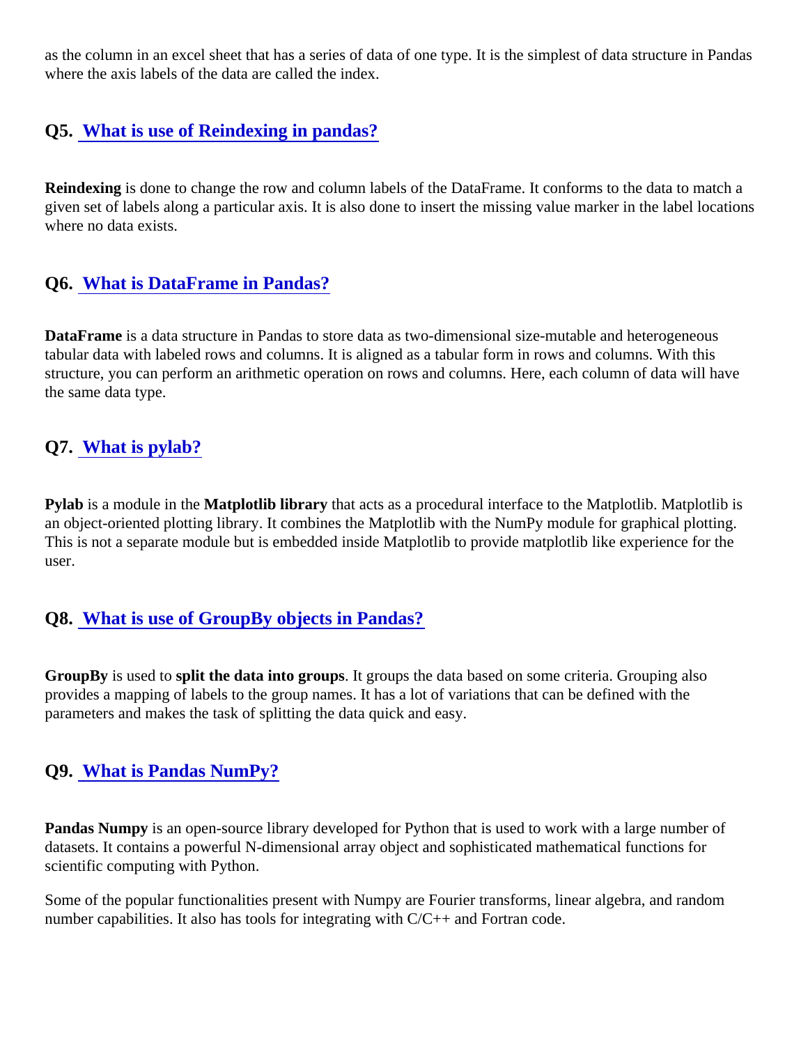as the column in an excel sheet that has a series of data of one type. It is the simplest of data structure in Pandas where the axis labels of the data are called the index.

### Q5. What is use of Reindexing in pandas?

**Reindexing** is done to change the row and column labels of the DataFrame. It conforms to the data to match a given set of labels along a particular axis. It is also done to insert the missing value marker in the label locations where no data exists.

### Q6. What is DataFrame in Pandas?

**DataFrame** is a data structure in Pandas to store data as two-dimensional size-mutable and heterogeneous tabular data with labeled rows and columns. It is aligned as a tabular form in rows and columns. With this structure, you can perform an arithmetic operation on rows and columns. Here, each column of data will have the same data type.

### Q7. What is pylab?

**Pylab** is a module in the **Matplotlib library** that acts as a procedural interface to the Matplotlib. Matplotlib is an object-oriented plotting library. It combines the Matplotlib with the NumPy module for graphical plotting. This is not a separate module but is embedded inside Matplotlib to provide matplotlib like experience for the user.

### Q8. What is use of GroupBy objects in Pandas?

**GroupBy** is used to **split the data into groups**. It groups the data based on some criteria. Grouping also provides a mapping of labels to the group names. It has a lot of variations that can be defined with the parameters and makes the task of splitting the data quick and easy.

### Q9. What is Pandas NumPy?

**Pandas Numpy** is an open-source library developed for Python that is used to work with a large number of datasets. It contains a powerful N-dimensional array object and sophisticated mathematical functions for scientific computing with Python.

Some of the popular functionalities present with Numpy are Fourier transforms, linear algebra, and random number capabilities. It also has tools for integrating with C/C++ and Fortran code.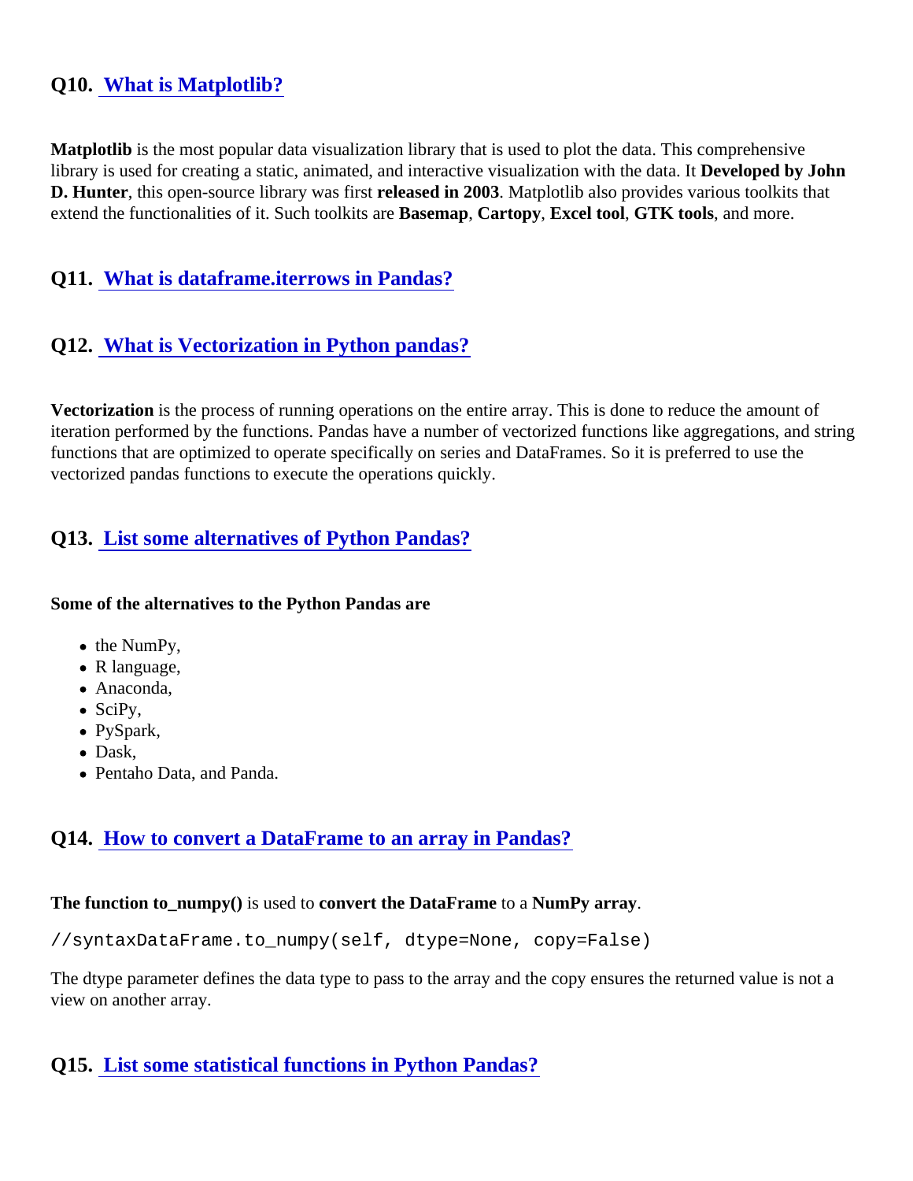## Q10. What is Matplotlib?

**Matplotlib** is the most popular data visualization library that is used to plot the data. This comprehensive library is used for creating a static, animated, and interactive visualization with the data. It **Developed by John D. Hunter**, this open-source library was first **released in 2003**. Matplotlib also provides various toolkits that extend the functionalities of it. Such toolkits are **Basemap**, **Cartopy**, **Excel tool**, **GTK tools**, and more.

## Q11. What is dataframe.iterrows in Pandas?

## Q12. What is Vectorization in Python pandas?

**Vectorization** is the process of running operations on the entire array. This is done to reduce the amount of iteration performed by the functions. Pandas have a number of vectorized functions like aggregations, and string functions that are optimized to operate specifically on series and DataFrames. So it is preferred to use the vectorized pandas functions to execute the operations quickly.

## Q13. List some alternatives of Python Pandas?

**Some of the alternatives to the Python Pandas are**

- the NumPy,
- R language,
- Anaconda,
- SciPy,
- PySpark,
- Dask,
- Pentaho Data, and Panda.

## Q14. How to convert a DataFrame to an array in Pandas?

**The function to_numpy()** is used to **convert the DataFrame** to a **NumPy array**.

```
//syntaxDataFrame.to_numpy(self, dtype=None, copy=False)
```

The dtype parameter defines the data type to pass to the array and the copy ensures the returned value is not a view on another array.

## Q15. List some statistical functions in Python Pandas?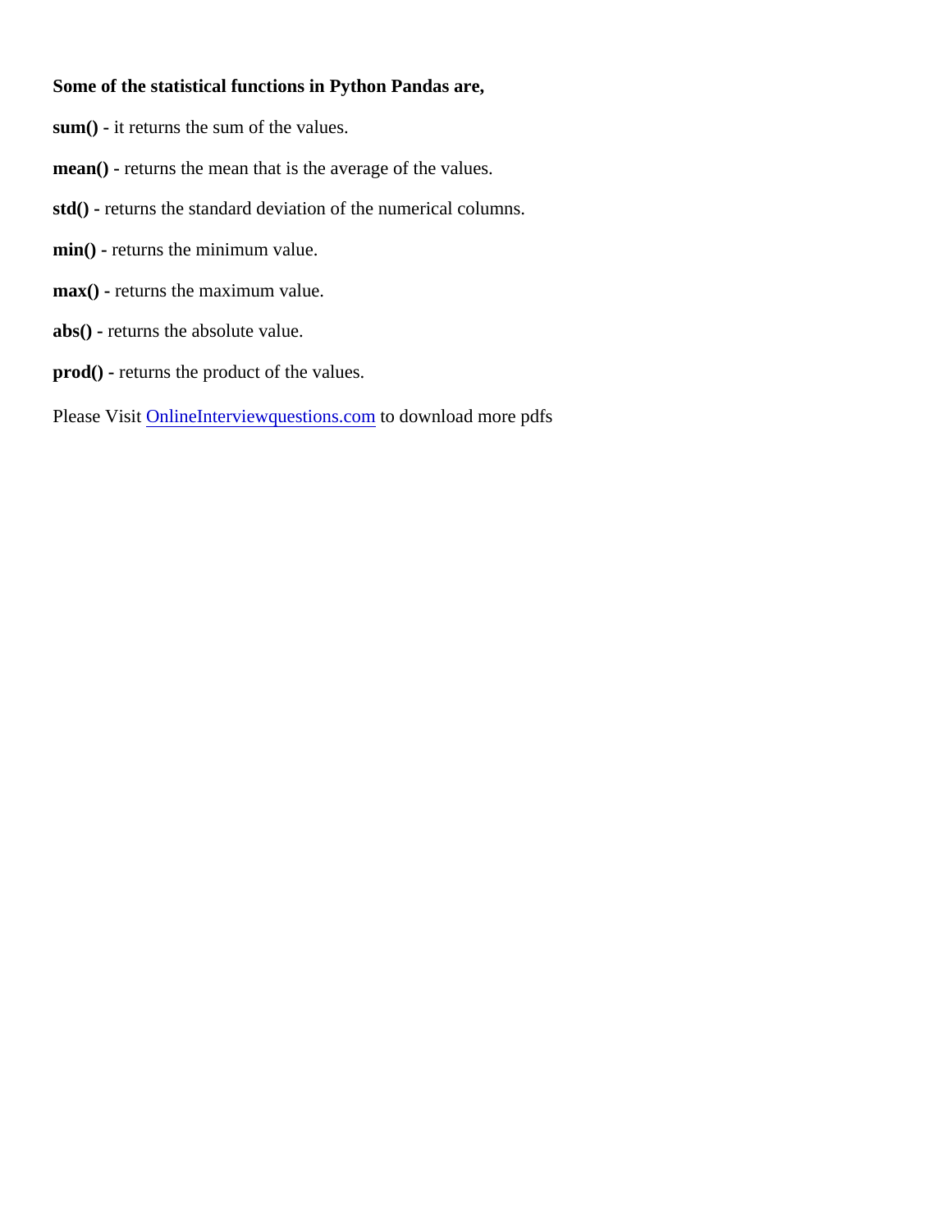**Some of the statistical functions in Python Pandas are,**

**sum() -** it returns the sum of the values.

**mean() -** returns the mean that is the average of the values.

**std() -** returns the standard deviation of the numerical columns.

**min() -** returns the minimum value.

**max() -** returns the maximum value.

**abs() -** returns the absolute value.

**prod() -** returns the product of the values.

Please Visit [OnlineInterviewquestions.com](OnlineInterviewquestions.com) to download more pdfs